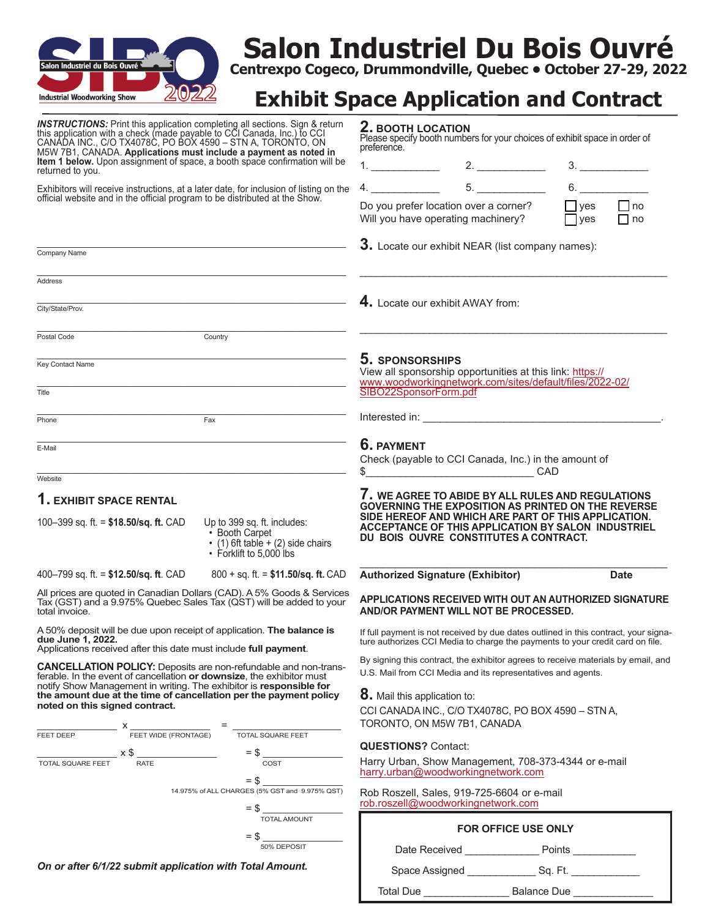# Salon Industriel Du Bois Ouvré

**Centrexpo Cogeco, Drummondville, Quebec • October 27-29, 2022**

SIBO 2022 — Salon Industriel du Bois Ouvré — Industrial Woodworking Show

## Exhibit Space Application and Contract

***INSTRUCTIONS:*** Print this application completing all sections. Sign & return this application with a check (made payable to CCI Canada, Inc.) to CCI CANADA INC., C/O TX4078C, PO BOX 4590 – STN A, TORONTO, ON M5W 7B1, CANADA. **Applications must include a payment as noted in Item 1 below.** Upon assignment of space, a booth space confirmation will be returned to you.

Exhibitors will receive instructions, at a later date, for inclusion of listing on the official website and in the official program to be distributed at the Show.

Company Name ______________________________

Address ______________________________

City/State/Prov. ______________________________

Postal Code ______________ Country ______________

Key Contact Name ______________________________

Title ______________________________

Phone ______________ Fax ______________

E-Mail ______________________________

Website ______________________________

### 1. EXHIBIT SPACE RENTAL

100–399 sq. ft. = **$18.50/sq. ft.** CAD

Up to 399 sq. ft. includes:
- Booth Carpet
- (1) 6ft table + (2) side chairs
- Forklift to 5,000 lbs

400–799 sq. ft. = **$12.50/sq. ft**. CAD     800 + sq. ft. = **$11.50/sq. ft.** CAD

All prices are quoted in Canadian Dollars (CAD). A 5% Goods & Services Tax (GST) and a 9.975% Quebec Sales Tax (QST) will be added to your total invoice.

A 50% deposit will be due upon receipt of application. **The balance is due June 1, 2022.**
Applications received after this date must include **full payment**.

**CANCELLATION POLICY:** Deposits are non-refundable and non-transferable. In the event of cancellation **or downsize**, the exhibitor must notify Show Management in writing. The exhibitor is **responsible for the amount due at the time of cancellation per the payment policy noted on this signed contract.**

______ FEET DEEP x ______ FEET WIDE (FRONTAGE) = ______ TOTAL SQUARE FEET

______ TOTAL SQUARE FEET x $ ______ RATE = $ ______ COST

= $ ______ 14.975% of ALL CHARGES (5% GST and 9.975% QST)

= $ ______ TOTAL AMOUNT

= $ ______ 50% DEPOSIT

***On or after 6/1/22 submit application with Total Amount.***

### 2. BOOTH LOCATION

Please specify booth numbers for your choices of exhibit space in order of preference.

1. ____________ 2. ____________ 3. ____________

4. ____________ 5. ____________ 6. ____________

Do you prefer location over a corner? ☐ yes ☐ no

Will you have operating machinery? ☐ yes ☐ no

### 3. Locate our exhibit NEAR (list company names):

______________________________

### 4. Locate our exhibit AWAY from:

______________________________

### 5. SPONSORSHIPS

View all sponsorship opportunities at this link: https://www.woodworkingnetwork.com/sites/default/files/2022-02/SIBO22SponsorForm.pdf

Interested in: ______________________________.

### 6. PAYMENT

Check (payable to CCI Canada, Inc.) in the amount of $______________________ CAD

### 7. WE AGREE TO ABIDE BY ALL RULES AND REGULATIONS GOVERNING THE EXPOSITION AS PRINTED ON THE REVERSE SIDE HEREOF AND WHICH ARE PART OF THIS APPLICATION. ACCEPTANCE OF THIS APPLICATION BY SALON INDUSTRIEL DU BOIS OUVRE CONSTITUTES A CONTRACT.

______________________________

**Authorized Signature (Exhibitor)** **Date**

**APPLICATIONS RECEIVED WITH OUT AN AUTHORIZED SIGNATURE AND/OR PAYMENT WILL NOT BE PROCESSED.**

If full payment is not received by due dates outlined in this contract, your signature authorizes CCI Media to charge the payments to your credit card on file.

By signing this contract, the exhibitor agrees to receive materials by email, and U.S. Mail from CCI Media and its representatives and agents.

### 8. Mail this application to:

CCI CANADA INC., C/O TX4078C, PO BOX 4590 – STN A, TORONTO, ON M5W 7B1, CANADA

**QUESTIONS?** Contact:

Harry Urban, Show Management, 708-373-4344 or e-mail harry.urban@woodworkingnetwork.com

Rob Roszell, Sales, 919-725-6604 or e-mail rob.roszell@woodworkingnetwork.com

**FOR OFFICE USE ONLY**

Date Received ____________ Points ____________

Space Assigned ____________ Sq. Ft. ____________

Total Due ____________ Balance Due ____________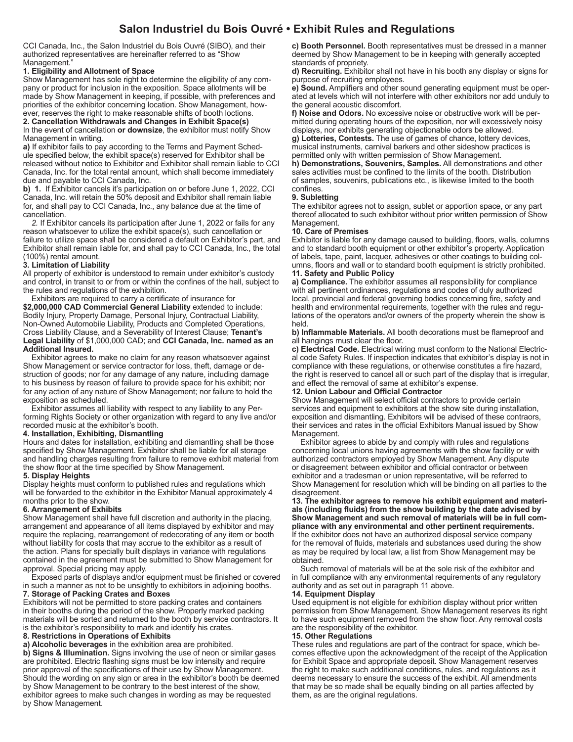# Salon Industriel du Bois Ouvré • Exhibit Rules and Regulations

CCI Canada, Inc., the Salon Industriel du Bois Ouvré (SIBO), and their authorized representatives are hereinafter referred to as "Show Management."

**1. Eligibility and Allotment of Space**

Show Management has sole right to determine the eligibility of any company or product for inclusion in the exposition. Space allotments will be made by Show Management in keeping, if possible, with preferences and priorities of the exhibitor concerning location. Show Management, however, reserves the right to make reasonable shifts of booth loctions.

**2. Cancellation Withdrawals and Changes in Exhibit Space(s)**

In the event of cancellation **or downsize**, the exhibitor must notify Show Management in writing.

**a)** If exhibitor fails to pay according to the Terms and Payment Schedule specified below, the exhibit space(s) reserved for Exhibitor shall be released without notice to Exhibitor and Exhibitor shall remain liable to CCI Canada, Inc. for the total rental amount, which shall become immediately due and payable to CCI Canada, Inc.

**b) 1.** If Exhibitor cancels it's participation on or before June 1, 2022, CCI Canada, Inc. will retain the 50% deposit and Exhibitor shall remain liable for, and shall pay to CCI Canada, Inc., any balance due at the time of cancellation.

*2.* If Exhibitor cancels its participation after June 1, 2022 or fails for any reason whatsoever to utilize the exhibit space(s), such cancellation or failure to utilize space shall be considered a default on Exhibitor's part, and Exhibitor shall remain liable for, and shall pay to CCI Canada, Inc., the total (100%) rental amount.

**3. Limitation of Liability**

All property of exhibitor is understood to remain under exhibitor's custody and control, in transit to or from or within the confines of the hall, subject to the rules and regulations of the exhibition.

Exhibitors are required to carry a certificate of insurance for **$2,000,000 CAD Commercial General Liability** extended to include: Bodily Injury, Property Damage, Personal Injury, Contractual Liability, Non-Owned Automobile Liability, Products and Completed Operations, Cross Liability Clause, and a Severability of Interest Clause; **Tenant's Legal Liability** of $1,000,000 CAD; and **CCI Canada, Inc. named as an Additional Insured.**

Exhibitor agrees to make no claim for any reason whatsoever against Show Management or service contractor for loss, theft, damage or destruction of goods; nor for any damage of any nature, including damage to his business by reason of failure to provide space for his exhibit; nor for any action of any nature of Show Management; nor failure to hold the exposition as scheduled.

Exhibitor assumes all liability with respect to any liability to any Performing Rights Society or other organization with regard to any live and/or recorded music at the exhibitor's booth.

**4. Installation, Exhibiting, Dismantling**

Hours and dates for installation, exhibiting and dismantling shall be those specified by Show Management. Exhibitor shall be liable for all storage and handling charges resulting from failure to remove exhibit material from the show floor at the time specified by Show Management.

**5. Display Heights**

Display heights must conform to published rules and regulations which will be forwarded to the exhibitor in the Exhibitor Manual approximately 4 months prior to the show.

**6. Arrangement of Exhibits**

Show Management shall have full discretion and authority in the placing, arrangement and appearance of all items displayed by exhibitor and may require the replacing, rearrangement of redecorating of any item or booth without liability for costs that may accrue to the exhibitor as a result of the action. Plans for specially built displays in variance with regulations contained in the agreement must be submitted to Show Management for approval. Special pricing may apply.

Exposed parts of displays and/or equipment must be finished or covered in such a manner as not to be unsightly to exhibitors in adjoining booths.

**7. Storage of Packing Crates and Boxes**

Exhibitors will not be permitted to store packing crates and containers in their booths during the period of the show. Properly marked packing materials will be sorted and returned to the booth by service contractors. It is the exhibitor's responsibility to mark and identify his crates.

**8. Restrictions in Operations of Exhibits**

**a) Alcoholic beverages** in the exhibition area are prohibited.

**b) Signs & Illumination.** Signs involving the use of neon or similar gases are prohibited. Electric flashing signs must be low intensity and require prior approval of the specifications of their use by Show Management. Should the wording on any sign or area in the exhibitor's booth be deemed by Show Management to be contrary to the best interest of the show, exhibitor agrees to make such changes in wording as may be requested by Show Management.

**c) Booth Personnel.** Booth representatives must be dressed in a manner deemed by Show Management to be in keeping with generally accepted standards of propriety.

**d) Recruiting.** Exhibitor shall not have in his booth any display or signs for purpose of recruiting employees.

**e) Sound.** Amplifiers and other sound generating equipment must be operated at levels which will not interfere with other exhibitors nor add unduly to the general acoustic discomfort.

**f) Noise and Odors.** No excessive noise or obstructive work will be permitted during operating hours of the exposition, nor will excessively noisy displays, nor exhibits generating objectionable odors be allowed.

**g) Lotteries, Contests.** The use of games of chance, lottery devices, musical instruments, carnival barkers and other sideshow practices is permitted only with written permission of Show Management.

**h) Demonstrations, Souvenirs, Samples.** All demonstrations and other sales activities must be confined to the limits of the booth. Distribution of samples, souvenirs, publications etc., is likewise limited to the booth confines.

**9. Subletting**

The exhibitor agrees not to assign, sublet or apportion space, or any part thereof allocated to such exhibitor without prior written permission of Show Management.

**10. Care of Premises**

Exhibitor is liable for any damage caused to building, floors, walls, columns and to standard booth equipment or other exhibitor's property. Application of labels, tape, paint, lacquer, adhesives or other coatings to building columns, floors and wall or to standard booth equipment is strictly prohibited.

**11. Safety and Public Policy**

**a) Compliance.** The exhibitor assumes all responsibility for compliance with all pertinent ordinances, regulations and codes of duly authorized local, provincial and federal governing bodies concerning fire, safety and health and environmental requirements, together with the rules and regulations of the operators and/or owners of the property wherein the show is held.

**b) Inflammable Materials.** All booth decorations must be flameproof and all hangings must clear the floor.

**c) Electrical Code.** Electrical wiring must conform to the National Electrical code Safety Rules. If inspection indicates that exhibitor's display is not in compliance with these regulations, or otherwise constitutes a fire hazard, the right is reserved to cancel all or such part of the display that is irregular, and effect the removal of same at exhibitor's expense.

**12. Union Labour and Official Contractor**

Show Management will select official contractors to provide certain services and equipment to exhibitors at the show site during installation, exposition and dismantling. Exhibitors will be advised of these contraors, their services and rates in the official Exhibitors Manual issued by Show Management.

Exhibitor agrees to abide by and comply with rules and regulations concerning local unions having agreements with the show facility or with authorized contractors employed by Show Management. Any dispute or disagreement between exhibitor and official contractor or between exhibitor and a tradesman or union representative, will be referred to Show Management for resolution which will be binding on all parties to the disagreement.

**13. The exhibitor agrees to remove his exhibit equipment and materials (including fluids) from the show building by the date advised by Show Management and such removal of materials will be in full compliance with any environmental and other pertinent requirements.**

If the exhibitor does not have an authorized disposal service company for the removal of fluids, materials and substances used during the show as may be required by local law, a list from Show Management may be obtained.

Such removal of materials will be at the sole risk of the exhibitor and in full compliance with any environmental requirements of any regulatory authority and as set out in paragraph 11 above.

**14. Equipment Display**

Used equipment is not eligible for exhibition display without prior written permission from Show Management. Show Management reserves its right to have such equipment removed from the show floor. Any removal costs are the responsibility of the exhibitor.

**15. Other Regulations**

These rules and regulations are part of the contract for space, which becomes effective upon the acknowledgment of the receipt of the Application for Exhibit Space and appropriate deposit. Show Management reserves the right to make such additional conditions, rules, and regulations as it deems necessary to ensure the success of the exhibit. All amendments that may be so made shall be equally binding on all parties affected by them, as are the original regulations.